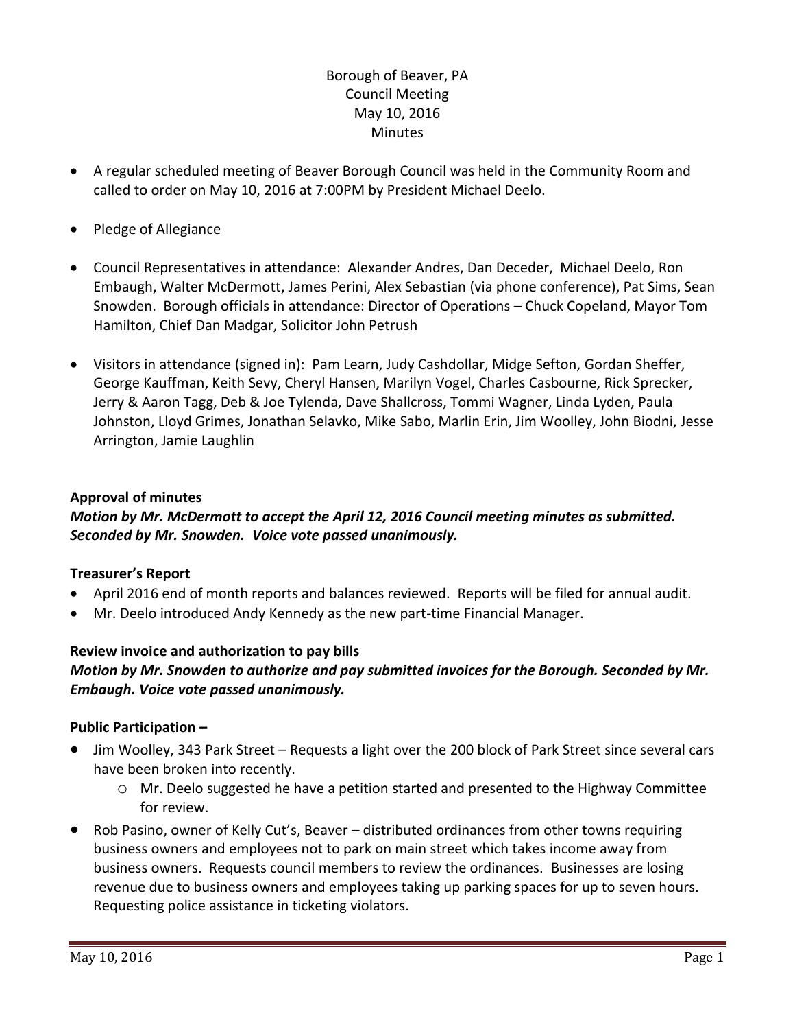Borough of Beaver, PA
Council Meeting
May 10, 2016
Minutes

- A regular scheduled meeting of Beaver Borough Council was held in the Community Room and called to order on May 10, 2016 at 7:00PM by President Michael Deelo.
- Pledge of Allegiance
- Council Representatives in attendance: Alexander Andres, Dan Deceder, Michael Deelo, Ron Embaugh, Walter McDermott, James Perini, Alex Sebastian (via phone conference), Pat Sims, Sean Snowden. Borough officials in attendance: Director of Operations – Chuck Copeland, Mayor Tom Hamilton, Chief Dan Madgar, Solicitor John Petrush
- Visitors in attendance (signed in): Pam Learn, Judy Cashdollar, Midge Sefton, Gordan Sheffer, George Kauffman, Keith Sevy, Cheryl Hansen, Marilyn Vogel, Charles Casbourne, Rick Sprecker, Jerry & Aaron Tagg, Deb & Joe Tylenda, Dave Shallcross, Tommi Wagner, Linda Lyden, Paula Johnston, Lloyd Grimes, Jonathan Selavko, Mike Sabo, Marlin Erin, Jim Woolley, John Biodni, Jesse Arrington, Jamie Laughlin

**Approval of minutes**

***Motion by Mr. McDermott to accept the April 12, 2016 Council meeting minutes as submitted. Seconded by Mr. Snowden. Voice vote passed unanimously.***

**Treasurer's Report**

- April 2016 end of month reports and balances reviewed. Reports will be filed for annual audit.
- Mr. Deelo introduced Andy Kennedy as the new part-time Financial Manager.

**Review invoice and authorization to pay bills**

***Motion by Mr. Snowden to authorize and pay submitted invoices for the Borough. Seconded by Mr. Embaugh. Voice vote passed unanimously.***

**Public Participation –**

- Jim Woolley, 343 Park Street – Requests a light over the 200 block of Park Street since several cars have been broken into recently.
  - Mr. Deelo suggested he have a petition started and presented to the Highway Committee for review.
- Rob Pasino, owner of Kelly Cut's, Beaver – distributed ordinances from other towns requiring business owners and employees not to park on main street which takes income away from business owners. Requests council members to review the ordinances. Businesses are losing revenue due to business owners and employees taking up parking spaces for up to seven hours. Requesting police assistance in ticketing violators.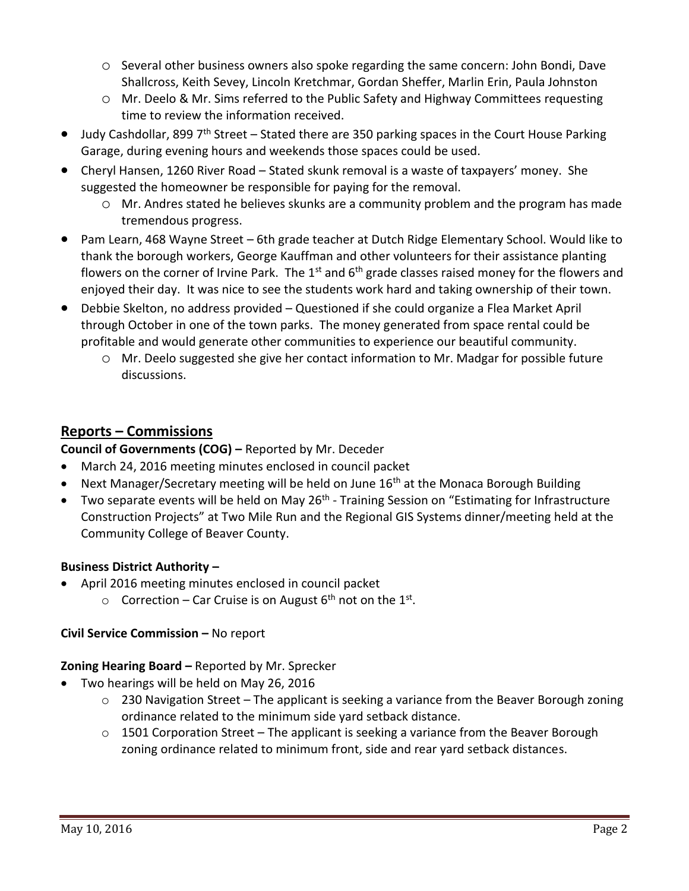- Several other business owners also spoke regarding the same concern: John Bondi, Dave Shallcross, Keith Sevey, Lincoln Kretchmar, Gordan Sheffer, Marlin Erin, Paula Johnston
  - Mr. Deelo & Mr. Sims referred to the Public Safety and Highway Committees requesting time to review the information received.
- Judy Cashdollar, 899 7th Street – Stated there are 350 parking spaces in the Court House Parking Garage, during evening hours and weekends those spaces could be used.
- Cheryl Hansen, 1260 River Road – Stated skunk removal is a waste of taxpayers' money. She suggested the homeowner be responsible for paying for the removal.
  - Mr. Andres stated he believes skunks are a community problem and the program has made tremendous progress.
- Pam Learn, 468 Wayne Street – 6th grade teacher at Dutch Ridge Elementary School. Would like to thank the borough workers, George Kauffman and other volunteers for their assistance planting flowers on the corner of Irvine Park. The 1st and 6th grade classes raised money for the flowers and enjoyed their day. It was nice to see the students work hard and taking ownership of their town.
- Debbie Skelton, no address provided – Questioned if she could organize a Flea Market April through October in one of the town parks. The money generated from space rental could be profitable and would generate other communities to experience our beautiful community.
  - Mr. Deelo suggested she give her contact information to Mr. Madgar for possible future discussions.

## Reports – Commissions

**Council of Governments (COG) –** Reported by Mr. Deceder

- March 24, 2016 meeting minutes enclosed in council packet
- Next Manager/Secretary meeting will be held on June 16th at the Monaca Borough Building
- Two separate events will be held on May 26th - Training Session on "Estimating for Infrastructure Construction Projects" at Two Mile Run and the Regional GIS Systems dinner/meeting held at the Community College of Beaver County.

**Business District Authority –**

- April 2016 meeting minutes enclosed in council packet
  - Correction – Car Cruise is on August 6th not on the 1st.

**Civil Service Commission –** No report

**Zoning Hearing Board –** Reported by Mr. Sprecker

- Two hearings will be held on May 26, 2016
  - 230 Navigation Street – The applicant is seeking a variance from the Beaver Borough zoning ordinance related to the minimum side yard setback distance.
  - 1501 Corporation Street – The applicant is seeking a variance from the Beaver Borough zoning ordinance related to minimum front, side and rear yard setback distances.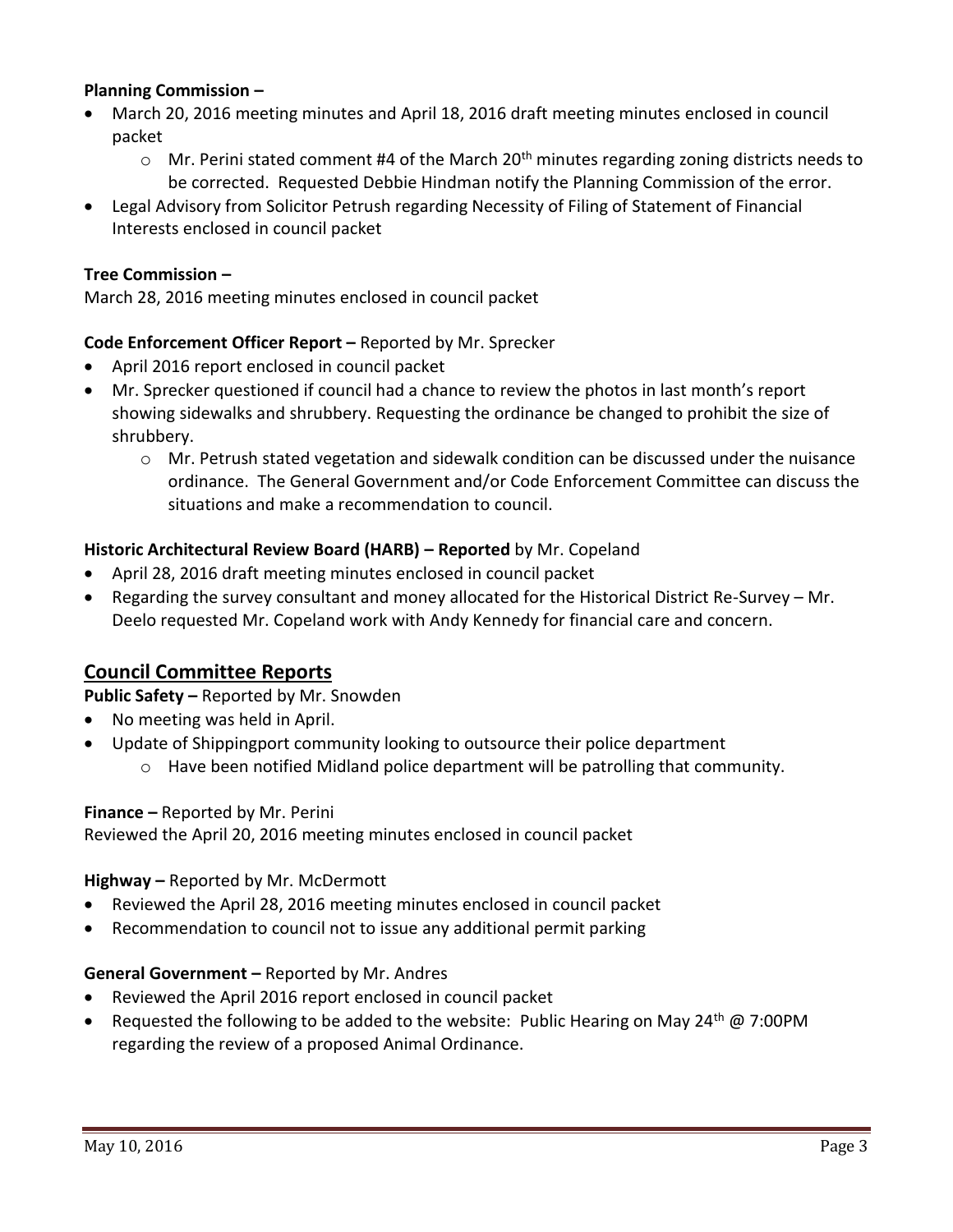**Planning Commission –**

- March 20, 2016 meeting minutes and April 18, 2016 draft meeting minutes enclosed in council packet
  - Mr. Perini stated comment #4 of the March 20th minutes regarding zoning districts needs to be corrected. Requested Debbie Hindman notify the Planning Commission of the error.
- Legal Advisory from Solicitor Petrush regarding Necessity of Filing of Statement of Financial Interests enclosed in council packet

**Tree Commission –**

March 28, 2016 meeting minutes enclosed in council packet

**Code Enforcement Officer Report –** Reported by Mr. Sprecker

- April 2016 report enclosed in council packet
- Mr. Sprecker questioned if council had a chance to review the photos in last month's report showing sidewalks and shrubbery. Requesting the ordinance be changed to prohibit the size of shrubbery.
  - Mr. Petrush stated vegetation and sidewalk condition can be discussed under the nuisance ordinance. The General Government and/or Code Enforcement Committee can discuss the situations and make a recommendation to council.

**Historic Architectural Review Board (HARB) – Reported** by Mr. Copeland

- April 28, 2016 draft meeting minutes enclosed in council packet
- Regarding the survey consultant and money allocated for the Historical District Re-Survey – Mr. Deelo requested Mr. Copeland work with Andy Kennedy for financial care and concern.

## Council Committee Reports

**Public Safety –** Reported by Mr. Snowden

- No meeting was held in April.
- Update of Shippingport community looking to outsource their police department
  - Have been notified Midland police department will be patrolling that community.

**Finance –** Reported by Mr. Perini

Reviewed the April 20, 2016 meeting minutes enclosed in council packet

**Highway –** Reported by Mr. McDermott

- Reviewed the April 28, 2016 meeting minutes enclosed in council packet
- Recommendation to council not to issue any additional permit parking

**General Government –** Reported by Mr. Andres

- Reviewed the April 2016 report enclosed in council packet
- Requested the following to be added to the website: Public Hearing on May 24th @ 7:00PM regarding the review of a proposed Animal Ordinance.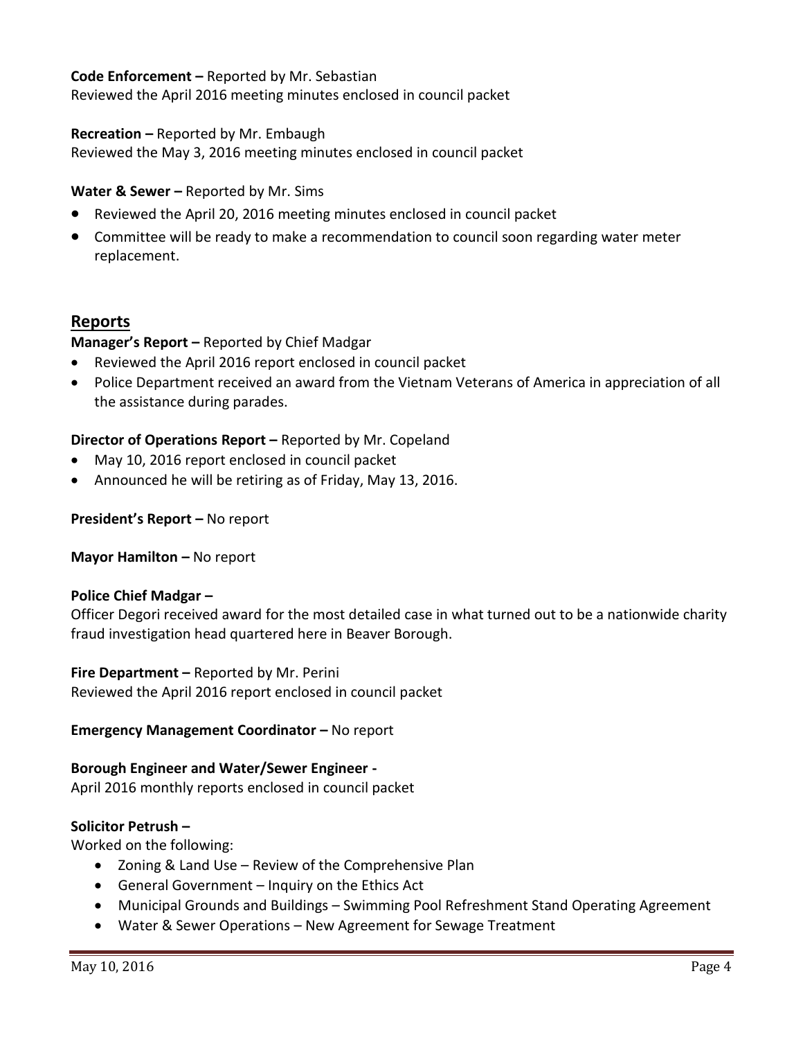**Code Enforcement –** Reported by Mr. Sebastian
Reviewed the April 2016 meeting minutes enclosed in council packet

**Recreation –** Reported by Mr. Embaugh
Reviewed the May 3, 2016 meeting minutes enclosed in council packet

**Water & Sewer –** Reported by Mr. Sims

- Reviewed the April 20, 2016 meeting minutes enclosed in council packet
- Committee will be ready to make a recommendation to council soon regarding water meter replacement.

## Reports

**Manager's Report –** Reported by Chief Madgar

- Reviewed the April 2016 report enclosed in council packet
- Police Department received an award from the Vietnam Veterans of America in appreciation of all the assistance during parades.

**Director of Operations Report –** Reported by Mr. Copeland

- May 10, 2016 report enclosed in council packet
- Announced he will be retiring as of Friday, May 13, 2016.

**President's Report –** No report

**Mayor Hamilton –** No report

**Police Chief Madgar –**
Officer Degori received award for the most detailed case in what turned out to be a nationwide charity fraud investigation head quartered here in Beaver Borough.

**Fire Department –** Reported by Mr. Perini
Reviewed the April 2016 report enclosed in council packet

**Emergency Management Coordinator –** No report

**Borough Engineer and Water/Sewer Engineer -**
April 2016 monthly reports enclosed in council packet

**Solicitor Petrush –**
Worked on the following:

- Zoning & Land Use – Review of the Comprehensive Plan
- General Government – Inquiry on the Ethics Act
- Municipal Grounds and Buildings – Swimming Pool Refreshment Stand Operating Agreement
- Water & Sewer Operations – New Agreement for Sewage Treatment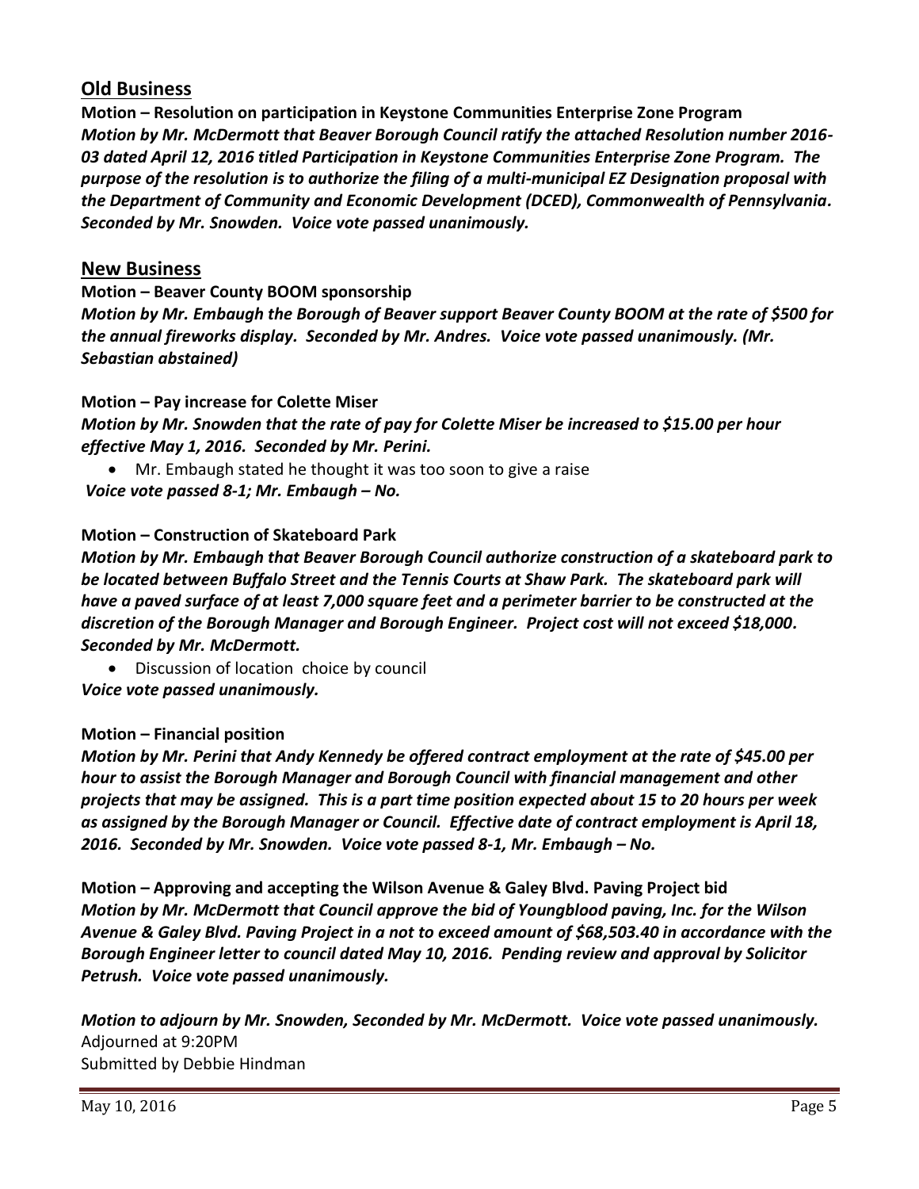## Old Business

**Motion – Resolution on participation in Keystone Communities Enterprise Zone Program**
***Motion by Mr. McDermott that Beaver Borough Council ratify the attached Resolution number 2016-03 dated April 12, 2016 titled Participation in Keystone Communities Enterprise Zone Program. The purpose of the resolution is to authorize the filing of a multi-municipal EZ Designation proposal with the Department of Community and Economic Development (DCED), Commonwealth of Pennsylvania. Seconded by Mr. Snowden. Voice vote passed unanimously.***

## New Business

**Motion – Beaver County BOOM sponsorship**
***Motion by Mr. Embaugh the Borough of Beaver support Beaver County BOOM at the rate of $500 for the annual fireworks display. Seconded by Mr. Andres. Voice vote passed unanimously. (Mr. Sebastian abstained)***

**Motion – Pay increase for Colette Miser**
***Motion by Mr. Snowden that the rate of pay for Colette Miser be increased to $15.00 per hour effective May 1, 2016. Seconded by Mr. Perini.***

- Mr. Embaugh stated he thought it was too soon to give a raise

***Voice vote passed 8-1; Mr. Embaugh – No.***

**Motion – Construction of Skateboard Park**
***Motion by Mr. Embaugh that Beaver Borough Council authorize construction of a skateboard park to be located between Buffalo Street and the Tennis Courts at Shaw Park. The skateboard park will have a paved surface of at least 7,000 square feet and a perimeter barrier to be constructed at the discretion of the Borough Manager and Borough Engineer. Project cost will not exceed $18,000. Seconded by Mr. McDermott.***

- Discussion of location choice by council

***Voice vote passed unanimously.***

**Motion – Financial position**
***Motion by Mr. Perini that Andy Kennedy be offered contract employment at the rate of $45.00 per hour to assist the Borough Manager and Borough Council with financial management and other projects that may be assigned. This is a part time position expected about 15 to 20 hours per week as assigned by the Borough Manager or Council. Effective date of contract employment is April 18, 2016. Seconded by Mr. Snowden. Voice vote passed 8-1, Mr. Embaugh – No.***

**Motion – Approving and accepting the Wilson Avenue & Galey Blvd. Paving Project bid**
***Motion by Mr. McDermott that Council approve the bid of Youngblood paving, Inc. for the Wilson Avenue & Galey Blvd. Paving Project in a not to exceed amount of $68,503.40 in accordance with the Borough Engineer letter to council dated May 10, 2016. Pending review and approval by Solicitor Petrush. Voice vote passed unanimously.***

***Motion to adjourn by Mr. Snowden, Seconded by Mr. McDermott. Voice vote passed unanimously.***
Adjourned at 9:20PM
Submitted by Debbie Hindman